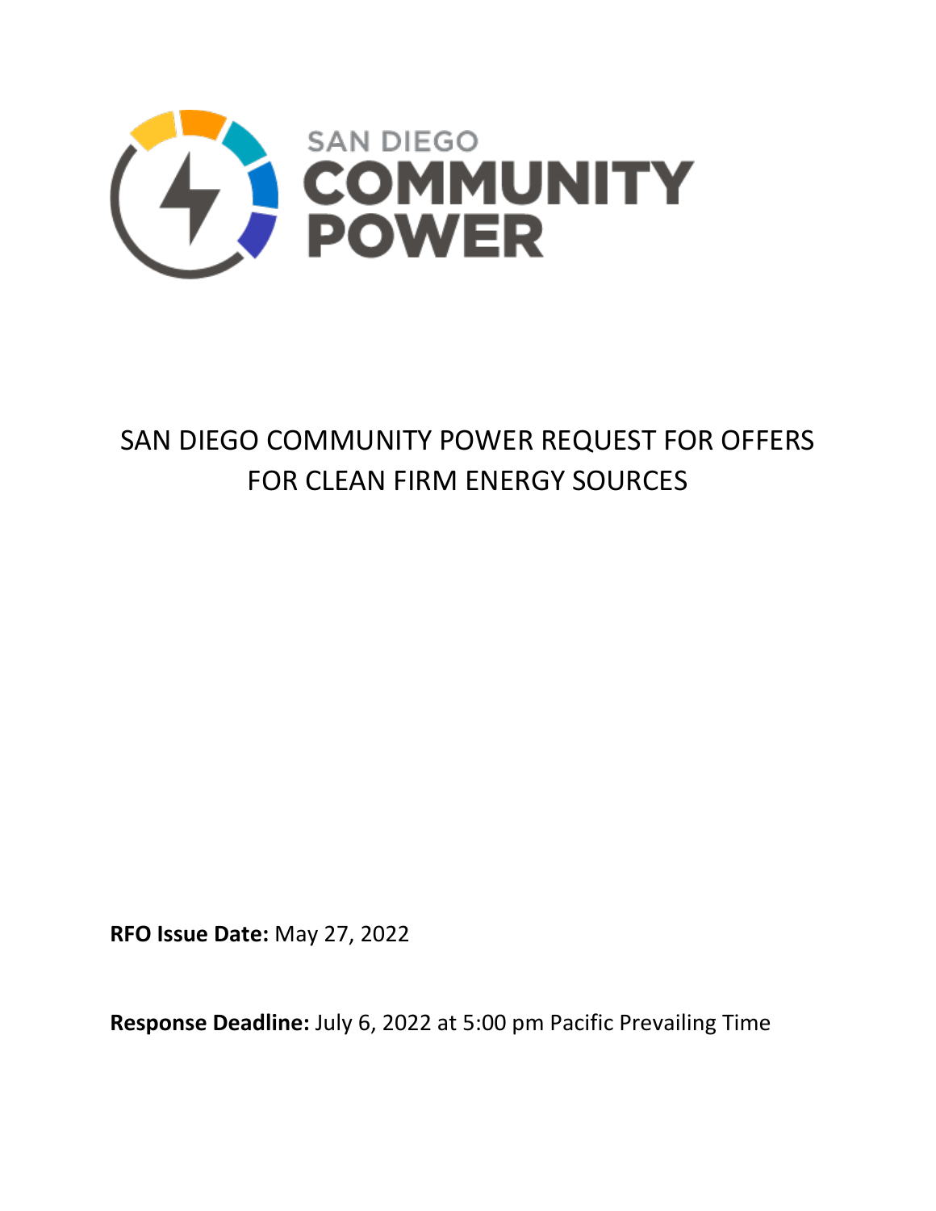SAN DIEGO COMMUNITY POWER

# SAN DIEGO COMMUNITY POWER REQUEST FOR OFFERS FOR CLEAN FIRM ENERGY SOURCES

**RFO Issue Date:** May 27, 2022

**Response Deadline:** July 6, 2022 at 5:00 pm Pacific Prevailing Time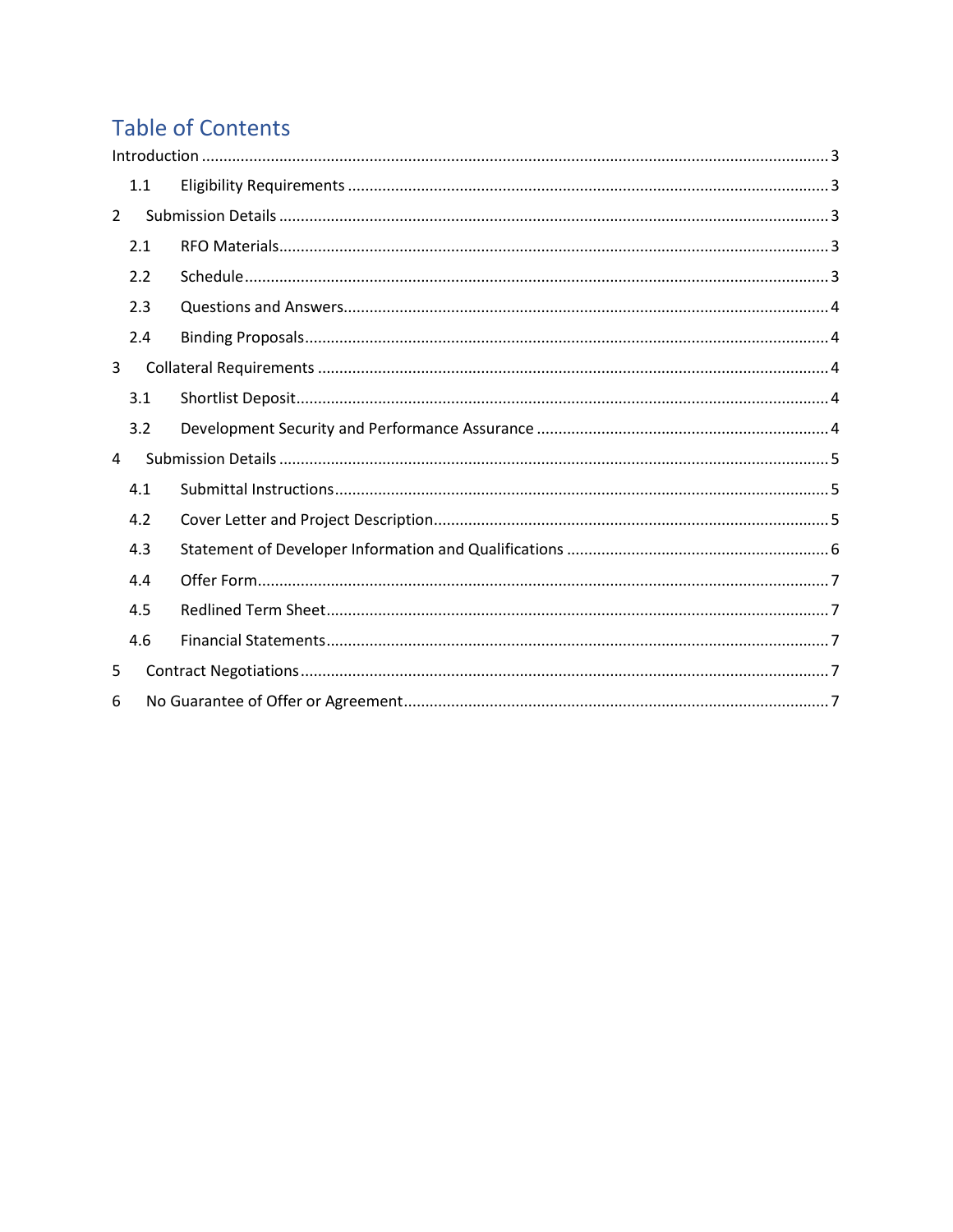# Table of Contents

Introduction ........ 3

- 1.1 Eligibility Requirements ........ 3

2 Submission Details ........ 3

- 2.1 RFO Materials ........ 3
- 2.2 Schedule ........ 3
- 2.3 Questions and Answers ........ 4
- 2.4 Binding Proposals ........ 4

3 Collateral Requirements ........ 4

- 3.1 Shortlist Deposit ........ 4
- 3.2 Development Security and Performance Assurance ........ 4

4 Submission Details ........ 5

- 4.1 Submittal Instructions ........ 5
- 4.2 Cover Letter and Project Description ........ 5
- 4.3 Statement of Developer Information and Qualifications ........ 6
- 4.4 Offer Form ........ 7
- 4.5 Redlined Term Sheet ........ 7
- 4.6 Financial Statements ........ 7

5 Contract Negotiations ........ 7

6 No Guarantee of Offer or Agreement ........ 7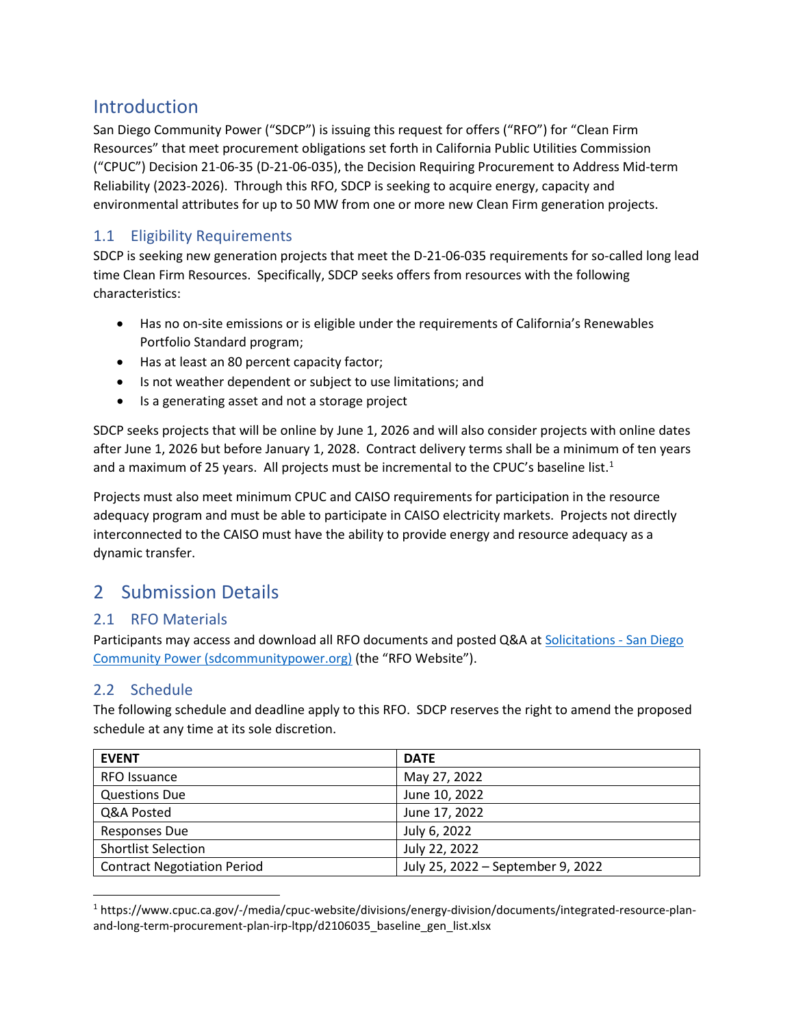# Introduction

San Diego Community Power ("SDCP") is issuing this request for offers ("RFO") for "Clean Firm Resources" that meet procurement obligations set forth in California Public Utilities Commission ("CPUC") Decision 21-06-35 (D-21-06-035), the Decision Requiring Procurement to Address Mid-term Reliability (2023-2026). Through this RFO, SDCP is seeking to acquire energy, capacity and environmental attributes for up to 50 MW from one or more new Clean Firm generation projects.

## 1.1 Eligibility Requirements

SDCP is seeking new generation projects that meet the D-21-06-035 requirements for so-called long lead time Clean Firm Resources. Specifically, SDCP seeks offers from resources with the following characteristics:

- Has no on-site emissions or is eligible under the requirements of California's Renewables Portfolio Standard program;
- Has at least an 80 percent capacity factor;
- Is not weather dependent or subject to use limitations; and
- Is a generating asset and not a storage project

SDCP seeks projects that will be online by June 1, 2026 and will also consider projects with online dates after June 1, 2026 but before January 1, 2028. Contract delivery terms shall be a minimum of ten years and a maximum of 25 years. All projects must be incremental to the CPUC's baseline list.[1]

Projects must also meet minimum CPUC and CAISO requirements for participation in the resource adequacy program and must be able to participate in CAISO electricity markets. Projects not directly interconnected to the CAISO must have the ability to provide energy and resource adequacy as a dynamic transfer.

# 2 Submission Details

## 2.1 RFO Materials

Participants may access and download all RFO documents and posted Q&A at [Solicitations - San Diego Community Power (sdcommunitypower.org)](https://sdcommunitypower.org) (the "RFO Website").

## 2.2 Schedule

The following schedule and deadline apply to this RFO. SDCP reserves the right to amend the proposed schedule at any time at its sole discretion.

| EVENT | DATE |
| --- | --- |
| RFO Issuance | May 27, 2022 |
| Questions Due | June 10, 2022 |
| Q&A Posted | June 17, 2022 |
| Responses Due | July 6, 2022 |
| Shortlist Selection | July 22, 2022 |
| Contract Negotiation Period | July 25, 2022 – September 9, 2022 |

[1] https://www.cpuc.ca.gov/-/media/cpuc-website/divisions/energy-division/documents/integrated-resource-plan-and-long-term-procurement-plan-irp-ltpp/d2106035_baseline_gen_list.xlsx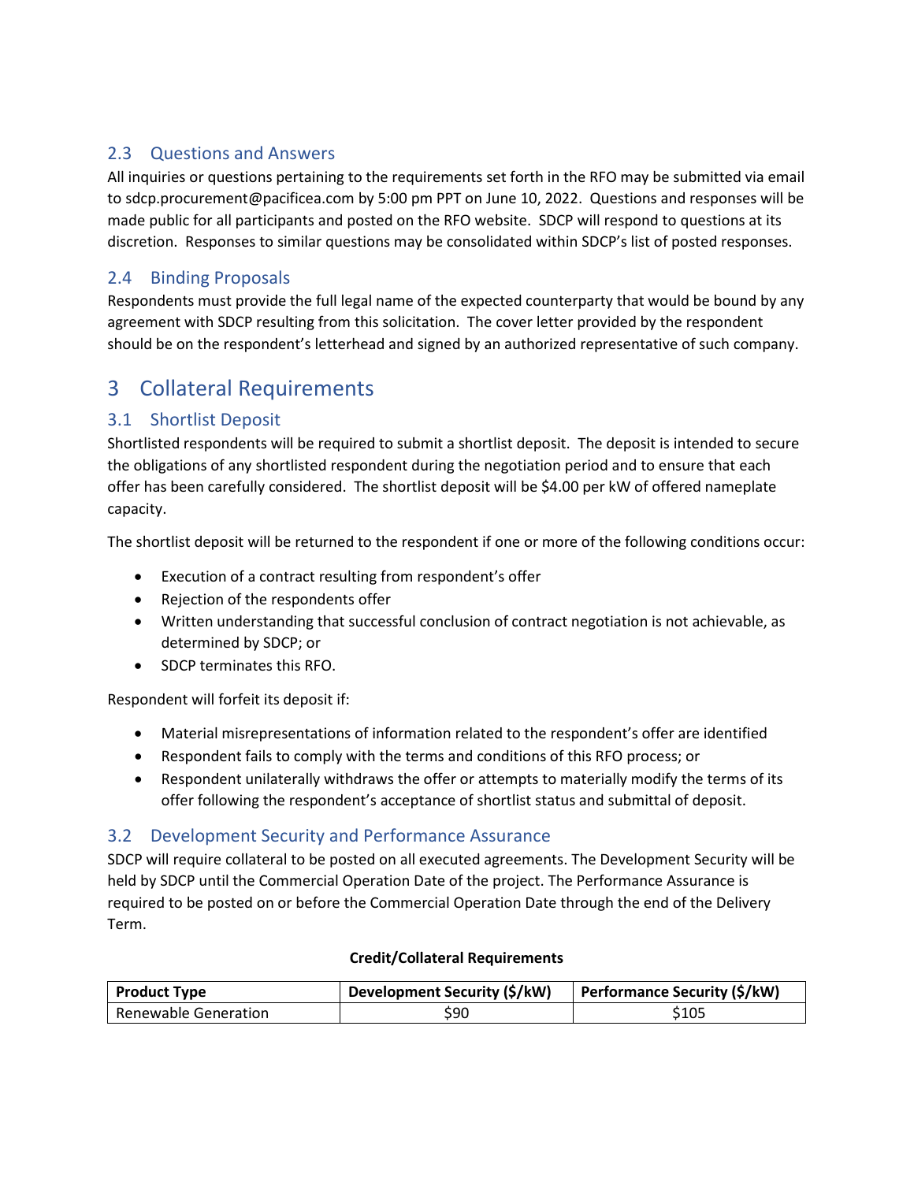### 2.3 Questions and Answers

All inquiries or questions pertaining to the requirements set forth in the RFO may be submitted via email to sdcp.procurement@pacificea.com by 5:00 pm PPT on June 10, 2022. Questions and responses will be made public for all participants and posted on the RFO website. SDCP will respond to questions at its discretion. Responses to similar questions may be consolidated within SDCP's list of posted responses.

### 2.4 Binding Proposals

Respondents must provide the full legal name of the expected counterparty that would be bound by any agreement with SDCP resulting from this solicitation. The cover letter provided by the respondent should be on the respondent's letterhead and signed by an authorized representative of such company.

## 3 Collateral Requirements

### 3.1 Shortlist Deposit

Shortlisted respondents will be required to submit a shortlist deposit. The deposit is intended to secure the obligations of any shortlisted respondent during the negotiation period and to ensure that each offer has been carefully considered. The shortlist deposit will be $4.00 per kW of offered nameplate capacity.

The shortlist deposit will be returned to the respondent if one or more of the following conditions occur:

- Execution of a contract resulting from respondent's offer
- Rejection of the respondents offer
- Written understanding that successful conclusion of contract negotiation is not achievable, as determined by SDCP; or
- SDCP terminates this RFO.

Respondent will forfeit its deposit if:

- Material misrepresentations of information related to the respondent's offer are identified
- Respondent fails to comply with the terms and conditions of this RFO process; or
- Respondent unilaterally withdraws the offer or attempts to materially modify the terms of its offer following the respondent's acceptance of shortlist status and submittal of deposit.

### 3.2 Development Security and Performance Assurance

SDCP will require collateral to be posted on all executed agreements. The Development Security will be held by SDCP until the Commercial Operation Date of the project. The Performance Assurance is required to be posted on or before the Commercial Operation Date through the end of the Delivery Term.

**Credit/Collateral Requirements**

| Product Type | Development Security ($/kW) | Performance Security ($/kW) |
|---|---|---|
| Renewable Generation | $90 | $105 |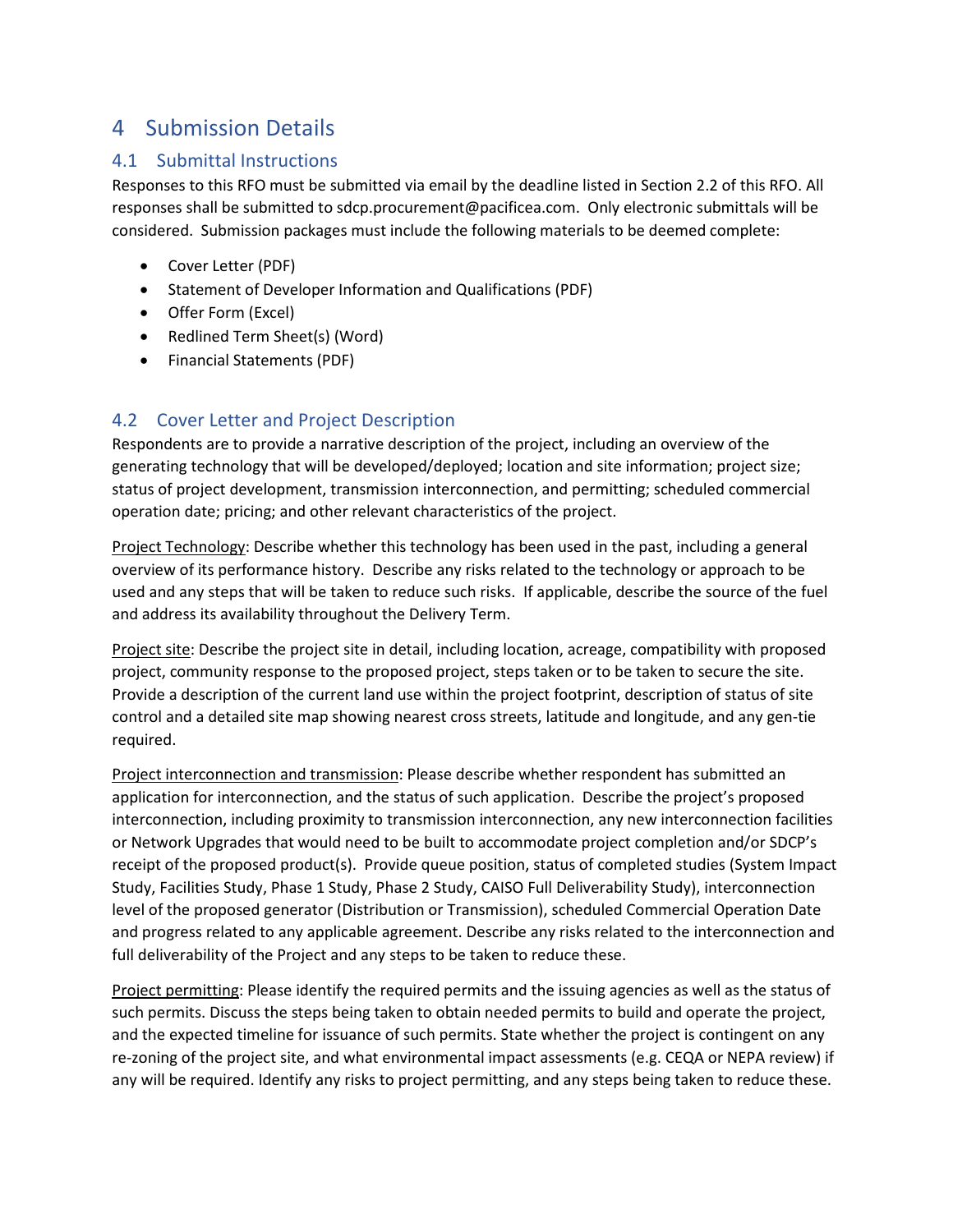# 4 Submission Details

## 4.1 Submittal Instructions

Responses to this RFO must be submitted via email by the deadline listed in Section 2.2 of this RFO. All responses shall be submitted to sdcp.procurement@pacificea.com. Only electronic submittals will be considered. Submission packages must include the following materials to be deemed complete:

- Cover Letter (PDF)
- Statement of Developer Information and Qualifications (PDF)
- Offer Form (Excel)
- Redlined Term Sheet(s) (Word)
- Financial Statements (PDF)

## 4.2 Cover Letter and Project Description

Respondents are to provide a narrative description of the project, including an overview of the generating technology that will be developed/deployed; location and site information; project size; status of project development, transmission interconnection, and permitting; scheduled commercial operation date; pricing; and other relevant characteristics of the project.

Project Technology: Describe whether this technology has been used in the past, including a general overview of its performance history. Describe any risks related to the technology or approach to be used and any steps that will be taken to reduce such risks. If applicable, describe the source of the fuel and address its availability throughout the Delivery Term.

Project site: Describe the project site in detail, including location, acreage, compatibility with proposed project, community response to the proposed project, steps taken or to be taken to secure the site. Provide a description of the current land use within the project footprint, description of status of site control and a detailed site map showing nearest cross streets, latitude and longitude, and any gen-tie required.

Project interconnection and transmission: Please describe whether respondent has submitted an application for interconnection, and the status of such application. Describe the project's proposed interconnection, including proximity to transmission interconnection, any new interconnection facilities or Network Upgrades that would need to be built to accommodate project completion and/or SDCP's receipt of the proposed product(s). Provide queue position, status of completed studies (System Impact Study, Facilities Study, Phase 1 Study, Phase 2 Study, CAISO Full Deliverability Study), interconnection level of the proposed generator (Distribution or Transmission), scheduled Commercial Operation Date and progress related to any applicable agreement. Describe any risks related to the interconnection and full deliverability of the Project and any steps to be taken to reduce these.

Project permitting: Please identify the required permits and the issuing agencies as well as the status of such permits. Discuss the steps being taken to obtain needed permits to build and operate the project, and the expected timeline for issuance of such permits. State whether the project is contingent on any re-zoning of the project site, and what environmental impact assessments (e.g. CEQA or NEPA review) if any will be required. Identify any risks to project permitting, and any steps being taken to reduce these.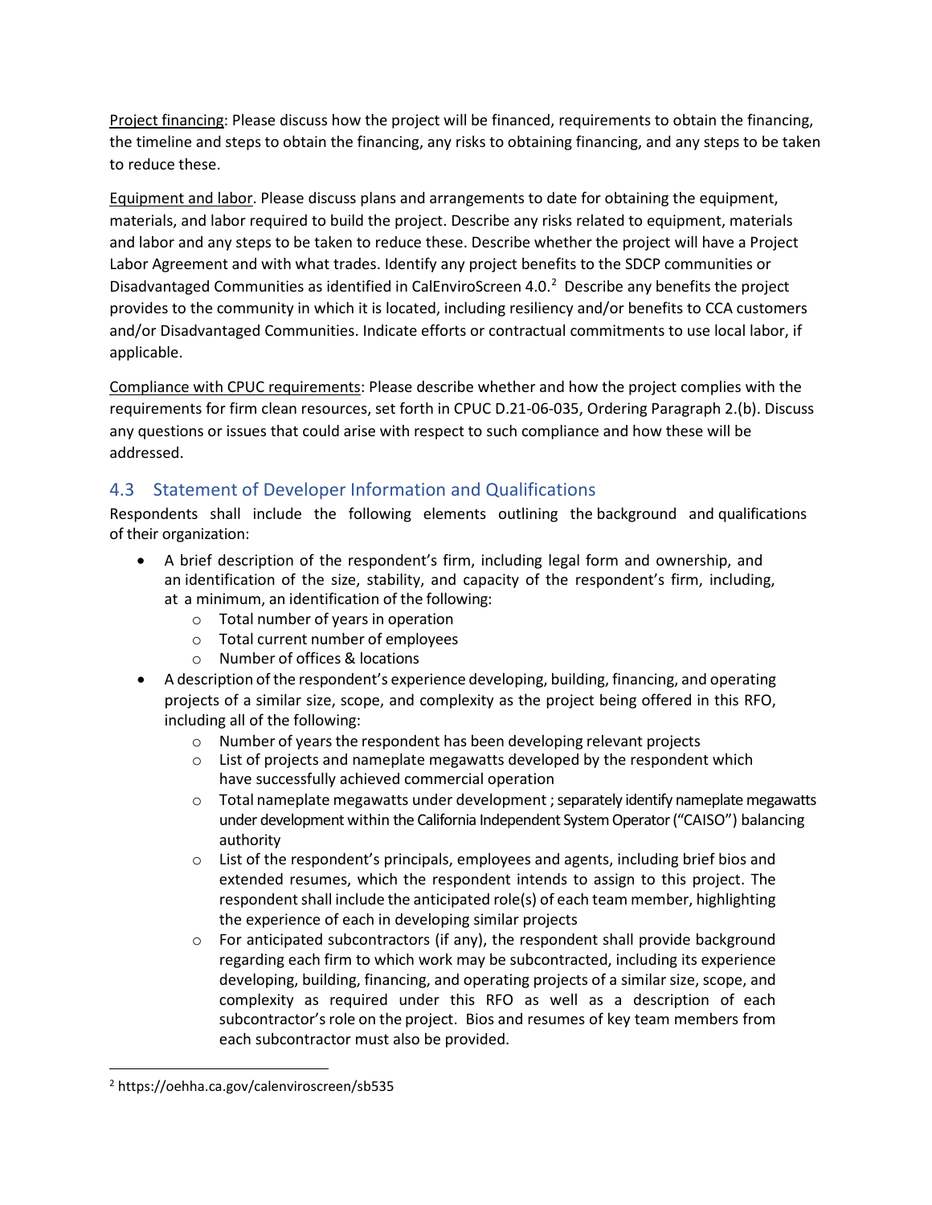Project financing: Please discuss how the project will be financed, requirements to obtain the financing, the timeline and steps to obtain the financing, any risks to obtaining financing, and any steps to be taken to reduce these.

Equipment and labor. Please discuss plans and arrangements to date for obtaining the equipment, materials, and labor required to build the project. Describe any risks related to equipment, materials and labor and any steps to be taken to reduce these. Describe whether the project will have a Project Labor Agreement and with what trades. Identify any project benefits to the SDCP communities or Disadvantaged Communities as identified in CalEnviroScreen 4.0.[2] Describe any benefits the project provides to the community in which it is located, including resiliency and/or benefits to CCA customers and/or Disadvantaged Communities. Indicate efforts or contractual commitments to use local labor, if applicable.

Compliance with CPUC requirements: Please describe whether and how the project complies with the requirements for firm clean resources, set forth in CPUC D.21-06-035, Ordering Paragraph 2.(b). Discuss any questions or issues that could arise with respect to such compliance and how these will be addressed.

## 4.3 Statement of Developer Information and Qualifications

Respondents shall include the following elements outlining the background and qualifications of their organization:

- A brief description of the respondent's firm, including legal form and ownership, and an identification of the size, stability, and capacity of the respondent's firm, including, at a minimum, an identification of the following:
    - Total number of years in operation
    - Total current number of employees
    - Number of offices & locations
- A description of the respondent's experience developing, building, financing, and operating projects of a similar size, scope, and complexity as the project being offered in this RFO, including all of the following:
    - Number of years the respondent has been developing relevant projects
    - List of projects and nameplate megawatts developed by the respondent which have successfully achieved commercial operation
    - Total nameplate megawatts under development ; separately identify nameplate megawatts under development within the California Independent System Operator ("CAISO") balancing authority
    - List of the respondent's principals, employees and agents, including brief bios and extended resumes, which the respondent intends to assign to this project. The respondent shall include the anticipated role(s) of each team member, highlighting the experience of each in developing similar projects
    - For anticipated subcontractors (if any), the respondent shall provide background regarding each firm to which work may be subcontracted, including its experience developing, building, financing, and operating projects of a similar size, scope, and complexity as required under this RFO as well as a description of each subcontractor's role on the project. Bios and resumes of key team members from each subcontractor must also be provided.

[2] https://oehha.ca.gov/calenviroscreen/sb535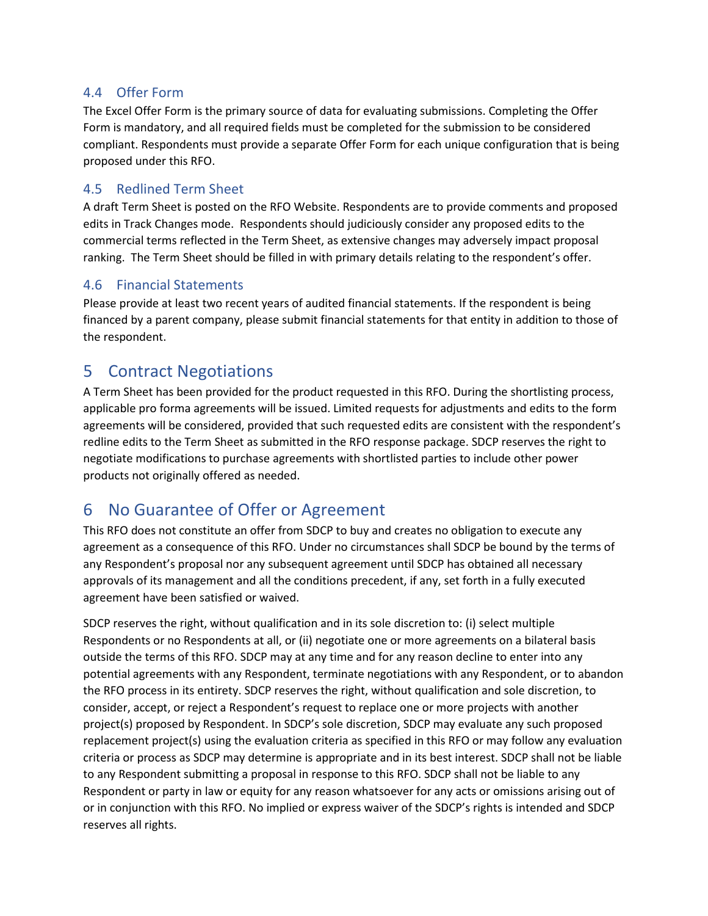### 4.4 Offer Form

The Excel Offer Form is the primary source of data for evaluating submissions. Completing the Offer Form is mandatory, and all required fields must be completed for the submission to be considered compliant. Respondents must provide a separate Offer Form for each unique configuration that is being proposed under this RFO.

### 4.5 Redlined Term Sheet

A draft Term Sheet is posted on the RFO Website. Respondents are to provide comments and proposed edits in Track Changes mode. Respondents should judiciously consider any proposed edits to the commercial terms reflected in the Term Sheet, as extensive changes may adversely impact proposal ranking. The Term Sheet should be filled in with primary details relating to the respondent's offer.

### 4.6 Financial Statements

Please provide at least two recent years of audited financial statements. If the respondent is being financed by a parent company, please submit financial statements for that entity in addition to those of the respondent.

## 5 Contract Negotiations

A Term Sheet has been provided for the product requested in this RFO. During the shortlisting process, applicable pro forma agreements will be issued. Limited requests for adjustments and edits to the form agreements will be considered, provided that such requested edits are consistent with the respondent's redline edits to the Term Sheet as submitted in the RFO response package. SDCP reserves the right to negotiate modifications to purchase agreements with shortlisted parties to include other power products not originally offered as needed.

## 6 No Guarantee of Offer or Agreement

This RFO does not constitute an offer from SDCP to buy and creates no obligation to execute any agreement as a consequence of this RFO. Under no circumstances shall SDCP be bound by the terms of any Respondent's proposal nor any subsequent agreement until SDCP has obtained all necessary approvals of its management and all the conditions precedent, if any, set forth in a fully executed agreement have been satisfied or waived.

SDCP reserves the right, without qualification and in its sole discretion to: (i) select multiple Respondents or no Respondents at all, or (ii) negotiate one or more agreements on a bilateral basis outside the terms of this RFO. SDCP may at any time and for any reason decline to enter into any potential agreements with any Respondent, terminate negotiations with any Respondent, or to abandon the RFO process in its entirety. SDCP reserves the right, without qualification and sole discretion, to consider, accept, or reject a Respondent's request to replace one or more projects with another project(s) proposed by Respondent. In SDCP's sole discretion, SDCP may evaluate any such proposed replacement project(s) using the evaluation criteria as specified in this RFO or may follow any evaluation criteria or process as SDCP may determine is appropriate and in its best interest. SDCP shall not be liable to any Respondent submitting a proposal in response to this RFO. SDCP shall not be liable to any Respondent or party in law or equity for any reason whatsoever for any acts or omissions arising out of or in conjunction with this RFO. No implied or express waiver of the SDCP's rights is intended and SDCP reserves all rights.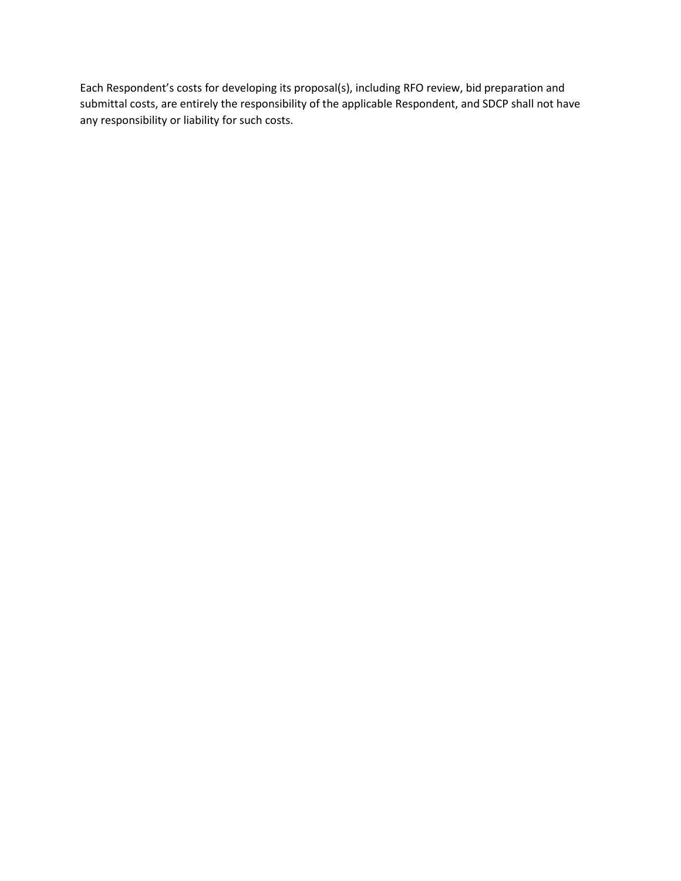Each Respondent's costs for developing its proposal(s), including RFO review, bid preparation and submittal costs, are entirely the responsibility of the applicable Respondent, and SDCP shall not have any responsibility or liability for such costs.